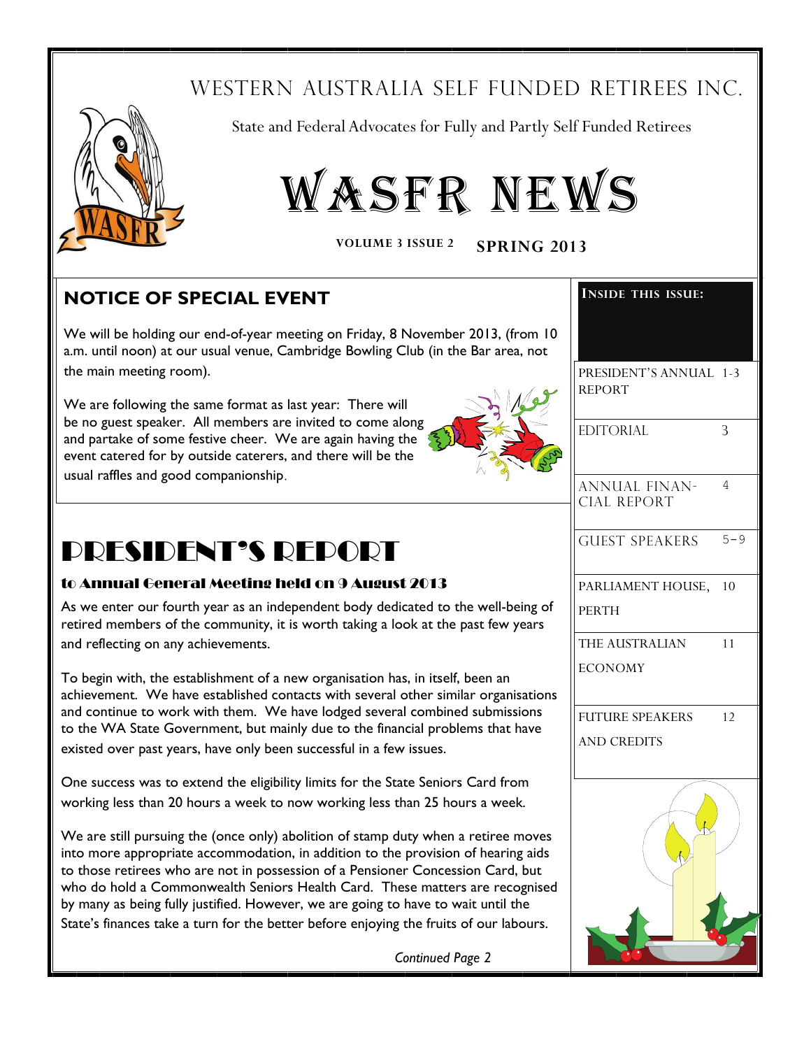# WESTERN AUSTRALIA SELF FUNDED RETIREES INC.

State and Federal Advocates for Fully and Partly Self Funded Retirees

# WASFR NEWS

**VOLUME 3 ISSUE 2** **SPRING 2013**

## NOTICE OF SPECIAL EVENT

We will be holding our end-of-year meeting on Friday, 8 November 2013, (from 10 a.m. until noon) at our usual venue, Cambridge Bowling Club (in the Bar area, not the main meeting room).

We are following the same format as last year: There will be no guest speaker. All members are invited to come along and partake of some festive cheer. We are again having the event catered for by outside caterers, and there will be the usual raffles and good companionship.

**INSIDE THIS ISSUE:**

| | |
|---|---|
| PRESIDENT'S ANNUAL REPORT | 1-3 |
| EDITORIAL | 3 |
| ANNUAL FINANCIAL REPORT | 4 |
| GUEST SPEAKERS | 5–9 |
| PARLIAMENT HOUSE, PERTH | 10 |
| THE AUSTRALIAN ECONOMY | 11 |
| FUTURE SPEAKERS AND CREDITS | 12 |

# PRESIDENT'S REPORT

### to Annual General Meeting held on 9 August 2013

As we enter our fourth year as an independent body dedicated to the well-being of retired members of the community, it is worth taking a look at the past few years and reflecting on any achievements.

To begin with, the establishment of a new organisation has, in itself, been an achievement. We have established contacts with several other similar organisations and continue to work with them. We have lodged several combined submissions to the WA State Government, but mainly due to the financial problems that have existed over past years, have only been successful in a few issues.

One success was to extend the eligibility limits for the State Seniors Card from working less than 20 hours a week to now working less than 25 hours a week.

We are still pursuing the (once only) abolition of stamp duty when a retiree moves into more appropriate accommodation, in addition to the provision of hearing aids to those retirees who are not in possession of a Pensioner Concession Card, but who do hold a Commonwealth Seniors Health Card. These matters are recognised by many as being fully justified. However, we are going to have to wait until the State's finances take a turn for the better before enjoying the fruits of our labours.

*Continued Page 2*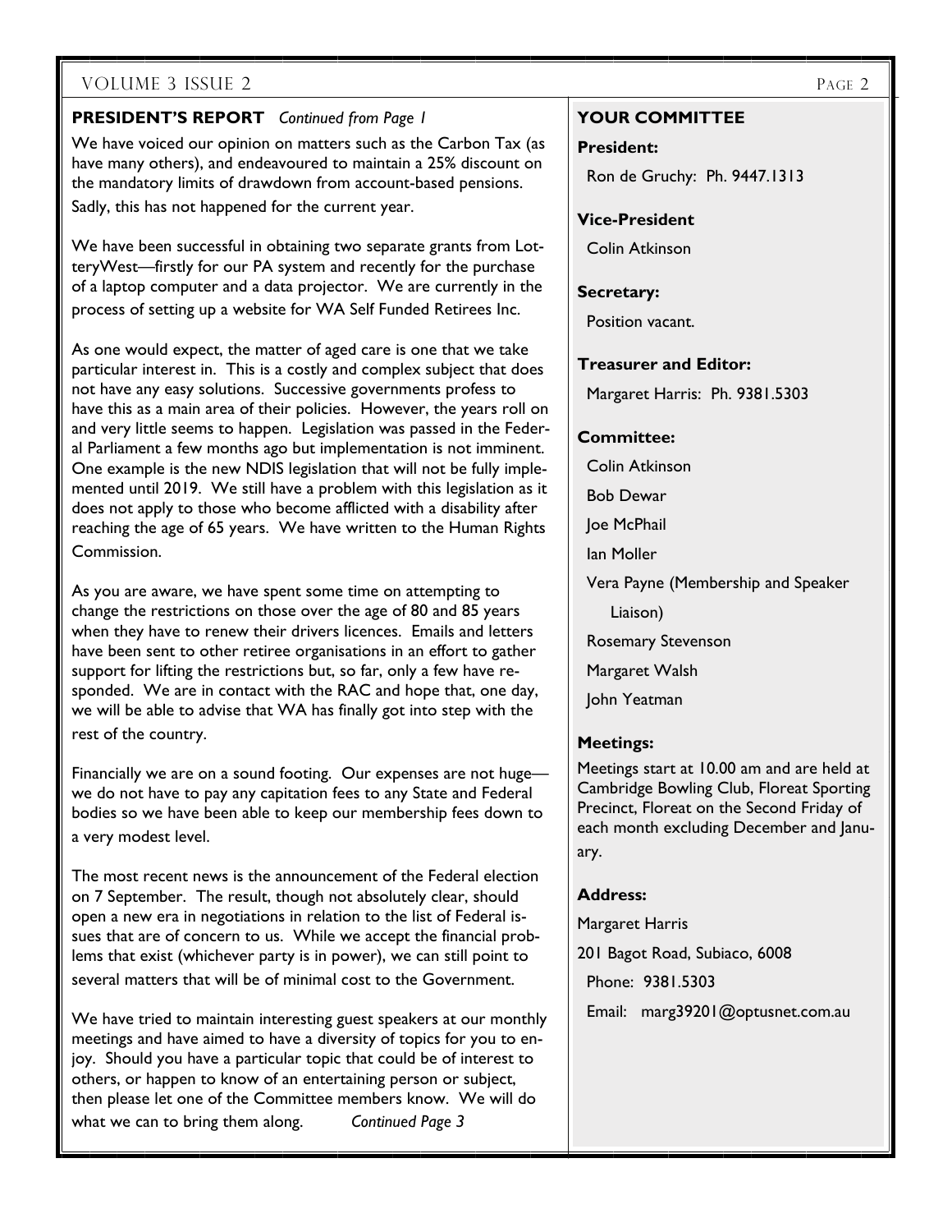**PRESIDENT'S REPORT** *Continued from Page 1*

We have voiced our opinion on matters such as the Carbon Tax (as have many others), and endeavoured to maintain a 25% discount on the mandatory limits of drawdown from account-based pensions. Sadly, this has not happened for the current year.

We have been successful in obtaining two separate grants from LotteryWest—firstly for our PA system and recently for the purchase of a laptop computer and a data projector. We are currently in the process of setting up a website for WA Self Funded Retirees Inc.

As one would expect, the matter of aged care is one that we take particular interest in. This is a costly and complex subject that does not have any easy solutions. Successive governments profess to have this as a main area of their policies. However, the years roll on and very little seems to happen. Legislation was passed in the Federal Parliament a few months ago but implementation is not imminent. One example is the new NDIS legislation that will not be fully implemented until 2019. We still have a problem with this legislation as it does not apply to those who become afflicted with a disability after reaching the age of 65 years. We have written to the Human Rights Commission.

As you are aware, we have spent some time on attempting to change the restrictions on those over the age of 80 and 85 years when they have to renew their drivers licences. Emails and letters have been sent to other retiree organisations in an effort to gather support for lifting the restrictions but, so far, only a few have responded. We are in contact with the RAC and hope that, one day, we will be able to advise that WA has finally got into step with the rest of the country.

Financially we are on a sound footing. Our expenses are not huge—we do not have to pay any capitation fees to any State and Federal bodies so we have been able to keep our membership fees down to a very modest level.

The most recent news is the announcement of the Federal election on 7 September. The result, though not absolutely clear, should open a new era in negotiations in relation to the list of Federal issues that are of concern to us. While we accept the financial problems that exist (whichever party is in power), we can still point to several matters that will be of minimal cost to the Government.

We have tried to maintain interesting guest speakers at our monthly meetings and have aimed to have a diversity of topics for you to enjoy. Should you have a particular topic that could be of interest to others, or happen to know of an entertaining person or subject, then please let one of the Committee members know. We will do what we can to bring them along. *Continued Page 3*

**YOUR COMMITTEE**

**President:**

Ron de Gruchy: Ph. 9447.1313

**Vice-President**

Colin Atkinson

**Secretary:**

Position vacant.

**Treasurer and Editor:**

Margaret Harris: Ph. 9381.5303

**Committee:**

Colin Atkinson

Bob Dewar

Joe McPhail

Ian Moller

Vera Payne (Membership and Speaker Liaison)

Rosemary Stevenson

Margaret Walsh

John Yeatman

**Meetings:**

Meetings start at 10.00 am and are held at Cambridge Bowling Club, Floreat Sporting Precinct, Floreat on the Second Friday of each month excluding December and January.

**Address:**

Margaret Harris

201 Bagot Road, Subiaco, 6008

Phone: 9381.5303

Email: marg39201@optusnet.com.au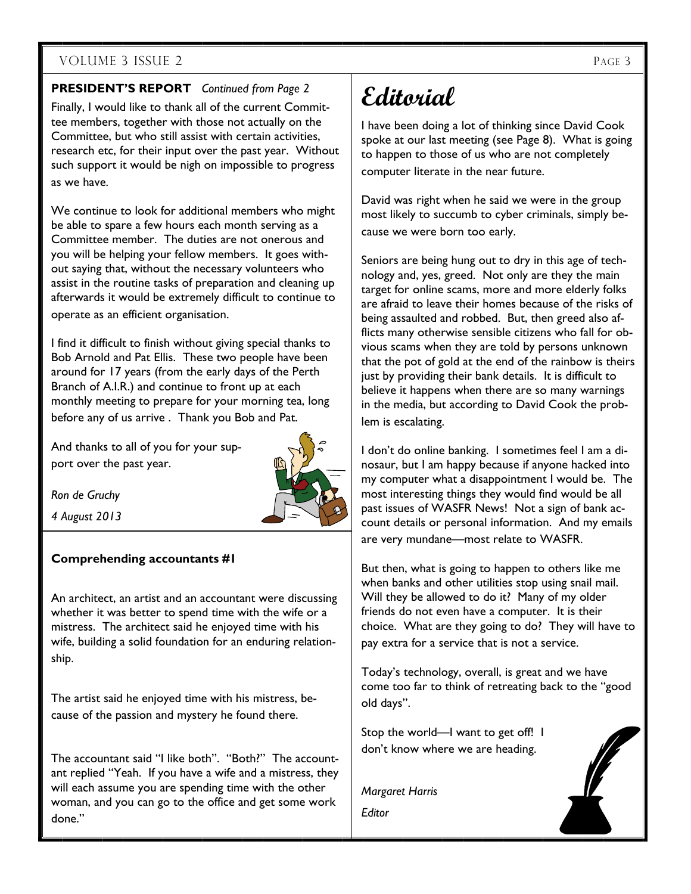**PRESIDENT'S REPORT** *Continued from Page 2*

Finally, I would like to thank all of the current Committee members, together with those not actually on the Committee, but who still assist with certain activities, research etc, for their input over the past year. Without such support it would be nigh on impossible to progress as we have.

We continue to look for additional members who might be able to spare a few hours each month serving as a Committee member. The duties are not onerous and you will be helping your fellow members. It goes without saying that, without the necessary volunteers who assist in the routine tasks of preparation and cleaning up afterwards it would be extremely difficult to continue to operate as an efficient organisation.

I find it difficult to finish without giving special thanks to Bob Arnold and Pat Ellis. These two people have been around for 17 years (from the early days of the Perth Branch of A.I.R.) and continue to front up at each monthly meeting to prepare for your morning tea, long before any of us arrive . Thank you Bob and Pat.

And thanks to all of you for your support over the past year.

*Ron de Gruchy*

*4 August 2013*

**Comprehending accountants #1**

An architect, an artist and an accountant were discussing whether it was better to spend time with the wife or a mistress. The architect said he enjoyed time with his wife, building a solid foundation for an enduring relationship.

The artist said he enjoyed time with his mistress, because of the passion and mystery he found there.

The accountant said "I like both". "Both?" The accountant replied "Yeah. If you have a wife and a mistress, they will each assume you are spending time with the other woman, and you can go to the office and get some work done."

# Editorial

I have been doing a lot of thinking since David Cook spoke at our last meeting (see Page 8). What is going to happen to those of us who are not completely computer literate in the near future.

David was right when he said we were in the group most likely to succumb to cyber criminals, simply because we were born too early.

Seniors are being hung out to dry in this age of technology and, yes, greed. Not only are they the main target for online scams, more and more elderly folks are afraid to leave their homes because of the risks of being assaulted and robbed. But, then greed also afflicts many otherwise sensible citizens who fall for obvious scams when they are told by persons unknown that the pot of gold at the end of the rainbow is theirs just by providing their bank details. It is difficult to believe it happens when there are so many warnings in the media, but according to David Cook the problem is escalating.

I don't do online banking. I sometimes feel I am a dinosaur, but I am happy because if anyone hacked into my computer what a disappointment I would be. The most interesting things they would find would be all past issues of WASFR News! Not a sign of bank account details or personal information. And my emails are very mundane—most relate to WASFR.

But then, what is going to happen to others like me when banks and other utilities stop using snail mail. Will they be allowed to do it? Many of my older friends do not even have a computer. It is their choice. What are they going to do? They will have to pay extra for a service that is not a service.

Today's technology, overall, is great and we have come too far to think of retreating back to the "good old days".

Stop the world—I want to get off! I don't know where we are heading.

*Margaret Harris*

*Editor*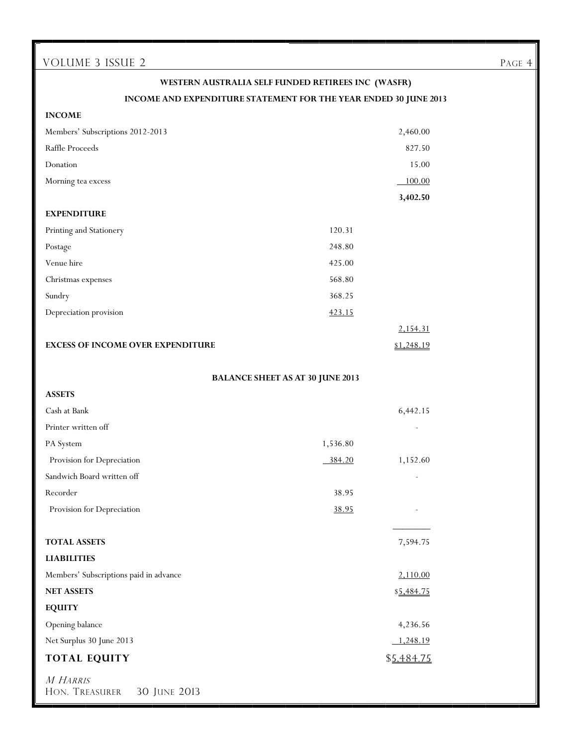## WESTERN AUSTRALIA SELF FUNDED RETIREES INC (WASFR)

### INCOME AND EXPENDITURE STATEMENT FOR THE YEAR ENDED 30 JUNE 2013

| | | |
|---|---|---|
| **INCOME** | | |
| Members' Subscriptions 2012-2013 | | 2,460.00 |
| Raffle Proceeds | | 827.50 |
| Donation | | 15.00 |
| Morning tea excess | | 100.00 |
| | | **3,402.50** |
| **EXPENDITURE** | | |
| Printing and Stationery | 120.31 | |
| Postage | 248.80 | |
| Venue hire | 425.00 | |
| Christmas expenses | 568.80 | |
| Sundry | 368.25 | |
| Depreciation provision | 423.15 | |
| | | 2,154.31 |
| **EXCESS OF INCOME OVER EXPENDITURE** | | $1,248.19 |

### BALANCE SHEET AS AT 30 JUNE 2013

| | | |
|---|---|---|
| **ASSETS** | | |
| Cash at Bank | | 6,442.15 |
| Printer written off | | - |
| PA System | 1,536.80 | |
| Provision for Depreciation | 384.20 | 1,152.60 |
| Sandwich Board written off | | - |
| Recorder | 38.95 | |
| Provision for Depreciation | 38.95 | - |
| **TOTAL ASSETS** | | 7,594.75 |
| **LIABILITIES** | | |
| Members' Subscriptions paid in advance | | 2,110.00 |
| **NET ASSETS** | | $5,484.75 |
| **EQUITY** | | |
| Opening balance | | 4,236.56 |
| Net Surplus 30 June 2013 | | 1,248.19 |
| **TOTAL EQUITY** | | $5,484.75 |

*M Harris*
Hon. Treasurer 30 June 2013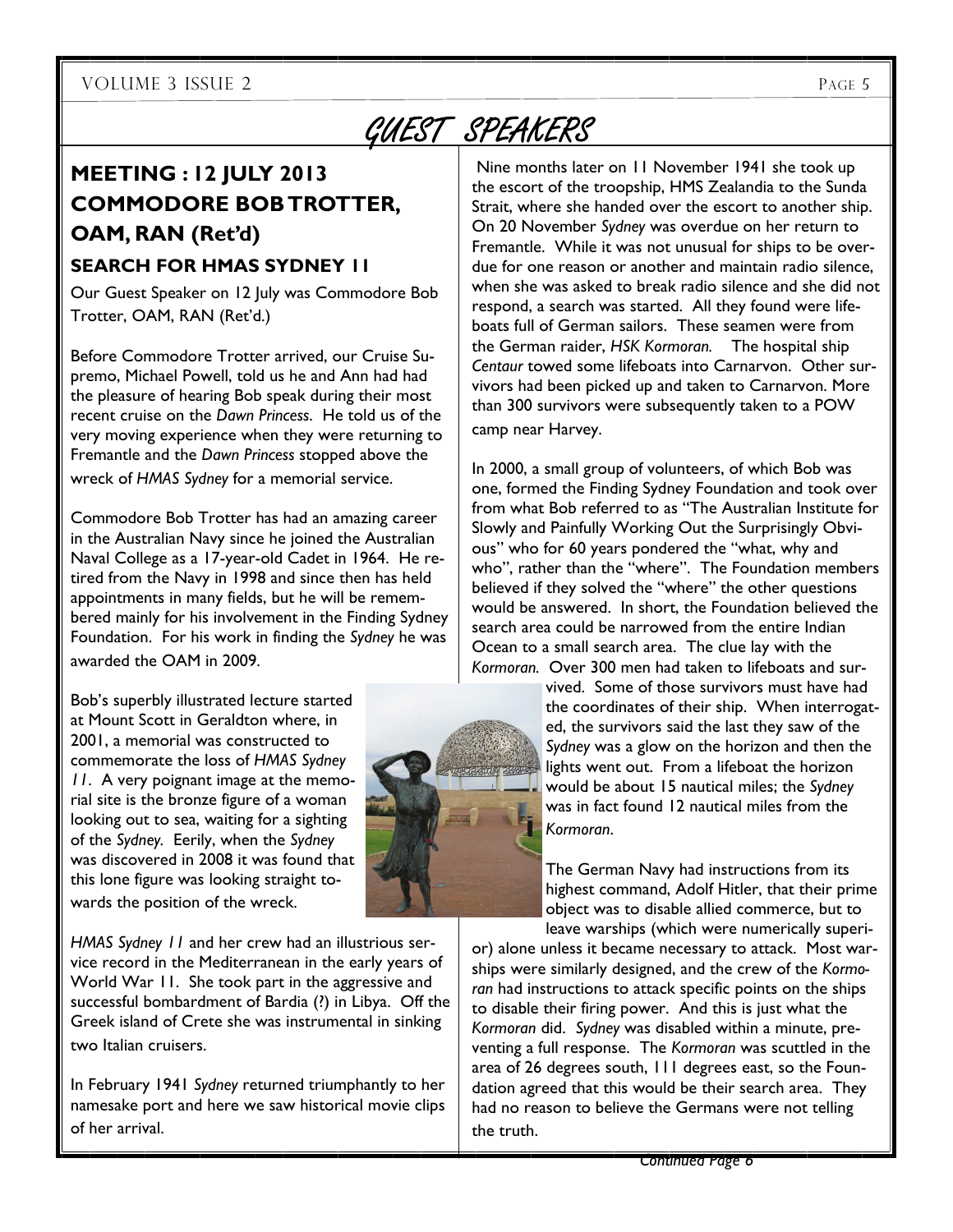# GUEST SPEAKERS

## MEETING : 12 JULY 2013 COMMODORE BOB TROTTER, OAM, RAN (Ret'd)

### SEARCH FOR HMAS SYDNEY 11

Our Guest Speaker on 12 July was Commodore Bob Trotter, OAM, RAN (Ret'd.)

Before Commodore Trotter arrived, our Cruise Supremo, Michael Powell, told us he and Ann had had the pleasure of hearing Bob speak during their most recent cruise on the *Dawn Princess*. He told us of the very moving experience when they were returning to Fremantle and the *Dawn Princess* stopped above the wreck of *HMAS Sydney* for a memorial service.

Commodore Bob Trotter has had an amazing career in the Australian Navy since he joined the Australian Naval College as a 17-year-old Cadet in 1964. He retired from the Navy in 1998 and since then has held appointments in many fields, but he will be remembered mainly for his involvement in the Finding Sydney Foundation. For his work in finding the *Sydney* he was awarded the OAM in 2009.

Bob's superbly illustrated lecture started at Mount Scott in Geraldton where, in 2001, a memorial was constructed to commemorate the loss of *HMAS Sydney 11*. A very poignant image at the memorial site is the bronze figure of a woman looking out to sea, waiting for a sighting of the *Sydney*. Eerily, when the *Sydney* was discovered in 2008 it was found that this lone figure was looking straight towards the position of the wreck.

*HMAS Sydney 11* and her crew had an illustrious service record in the Mediterranean in the early years of World War 11. She took part in the aggressive and successful bombardment of Bardia (?) in Libya. Off the Greek island of Crete she was instrumental in sinking two Italian cruisers.

In February 1941 *Sydney* returned triumphantly to her namesake port and here we saw historical movie clips of her arrival.

Nine months later on 11 November 1941 she took up the escort of the troopship, HMS Zealandia to the Sunda Strait, where she handed over the escort to another ship. On 20 November *Sydney* was overdue on her return to Fremantle. While it was not unusual for ships to be overdue for one reason or another and maintain radio silence, when she was asked to break radio silence and she did not respond, a search was started. All they found were lifeboats full of German sailors. These seamen were from the German raider, *HSK Kormoran.* The hospital ship *Centaur* towed some lifeboats into Carnarvon. Other survivors had been picked up and taken to Carnarvon. More than 300 survivors were subsequently taken to a POW camp near Harvey.

In 2000, a small group of volunteers, of which Bob was one, formed the Finding Sydney Foundation and took over from what Bob referred to as "The Australian Institute for Slowly and Painfully Working Out the Surprisingly Obvious" who for 60 years pondered the "what, why and who", rather than the "where". The Foundation members believed if they solved the "where" the other questions would be answered. In short, the Foundation believed the search area could be narrowed from the entire Indian Ocean to a small search area. The clue lay with the *Kormoran.* Over 300 men had taken to lifeboats and survived. Some of those survivors must have had the coordinates of their ship. When interrogated, the survivors said the last they saw of the *Sydney* was a glow on the horizon and then the lights went out. From a lifeboat the horizon would be about 15 nautical miles; the *Sydney* was in fact found 12 nautical miles from the *Kormoran*.

The German Navy had instructions from its highest command, Adolf Hitler, that their prime object was to disable allied commerce, but to leave warships (which were numerically superior) alone unless it became necessary to attack. Most warships were similarly designed, and the crew of the *Kormoran* had instructions to attack specific points on the ships to disable their firing power. And this is just what the *Kormoran* did. *Sydney* was disabled within a minute, preventing a full response. The *Kormoran* was scuttled in the area of 26 degrees south, 111 degrees east, so the Foundation agreed that this would be their search area. They had no reason to believe the Germans were not telling the truth.

*Continued Page 6*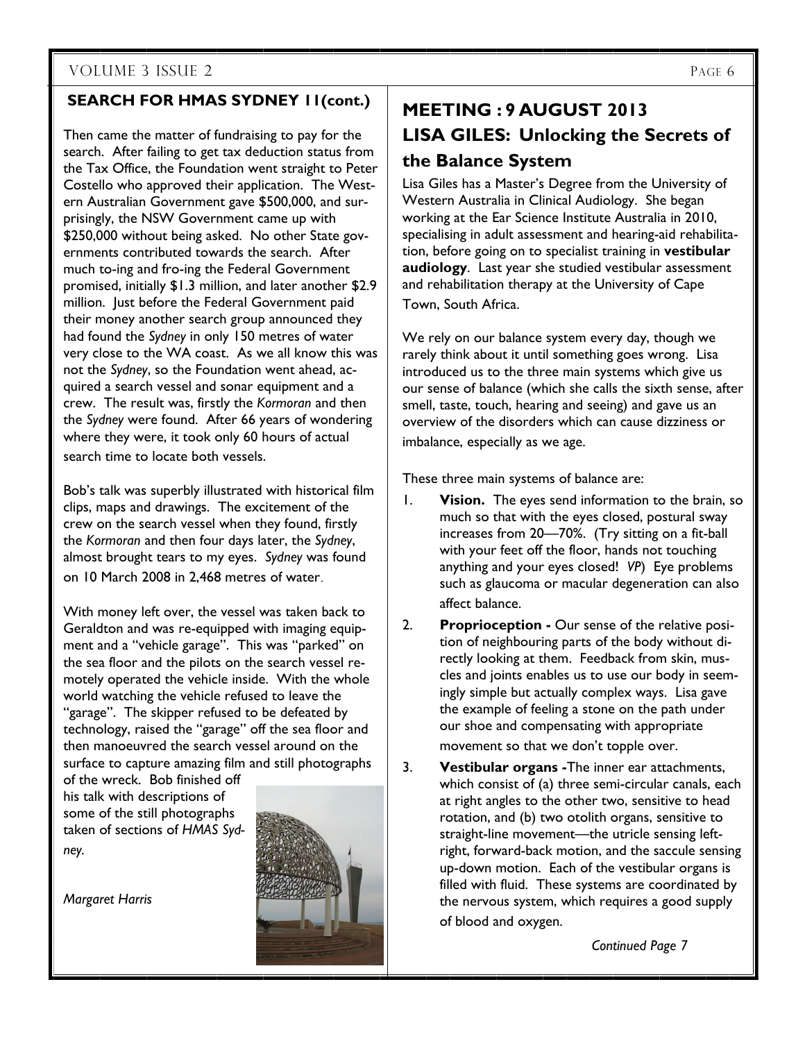## SEARCH FOR HMAS SYDNEY 11(cont.)

Then came the matter of fundraising to pay for the search. After failing to get tax deduction status from the Tax Office, the Foundation went straight to Peter Costello who approved their application. The Western Australian Government gave $500,000, and surprisingly, the NSW Government came up with $250,000 without being asked. No other State governments contributed towards the search. After much to-ing and fro-ing the Federal Government promised, initially $1.3 million, and later another $2.9 million. Just before the Federal Government paid their money another search group announced they had found the *Sydney* in only 150 metres of water very close to the WA coast. As we all know this was not the *Sydney*, so the Foundation went ahead, acquired a search vessel and sonar equipment and a crew. The result was, firstly the *Kormoran* and then the *Sydney* were found. After 66 years of wondering where they were, it took only 60 hours of actual search time to locate both vessels.

Bob's talk was superbly illustrated with historical film clips, maps and drawings. The excitement of the crew on the search vessel when they found, firstly the *Kormoran* and then four days later, the *Sydney*, almost brought tears to my eyes. *Sydney* was found on 10 March 2008 in 2,468 metres of water.

With money left over, the vessel was taken back to Geraldton and was re-equipped with imaging equipment and a "vehicle garage". This was "parked" on the sea floor and the pilots on the search vessel remotely operated the vehicle inside. With the whole world watching the vehicle refused to leave the "garage". The skipper refused to be defeated by technology, raised the "garage" off the sea floor and then manoeuvred the search vessel around on the surface to capture amazing film and still photographs of the wreck. Bob finished off his talk with descriptions of some of the still photographs taken of sections of *HMAS Sydney*.

*Margaret Harris*

## MEETING : 9 AUGUST 2013
## LISA GILES: Unlocking the Secrets of the Balance System

Lisa Giles has a Master's Degree from the University of Western Australia in Clinical Audiology. She began working at the Ear Science Institute Australia in 2010, specialising in adult assessment and hearing-aid rehabilitation, before going on to specialist training in **vestibular audiology**. Last year she studied vestibular assessment and rehabilitation therapy at the University of Cape Town, South Africa.

We rely on our balance system every day, though we rarely think about it until something goes wrong. Lisa introduced us to the three main systems which give us our sense of balance (which she calls the sixth sense, after smell, taste, touch, hearing and seeing) and gave us an overview of the disorders which can cause dizziness or imbalance, especially as we age.

These three main systems of balance are:

1. **Vision.** The eyes send information to the brain, so much so that with the eyes closed, postural sway increases from 20—70%. (Try sitting on a fit-ball with your feet off the floor, hands not touching anything and your eyes closed! *VP*) Eye problems such as glaucoma or macular degeneration can also affect balance.
2. **Proprioception -** Our sense of the relative position of neighbouring parts of the body without directly looking at them. Feedback from skin, muscles and joints enables us to use our body in seemingly simple but actually complex ways. Lisa gave the example of feeling a stone on the path under our shoe and compensating with appropriate movement so that we don't topple over.
3. **Vestibular organs -** The inner ear attachments, which consist of (a) three semi-circular canals, each at right angles to the other two, sensitive to head rotation, and (b) two otolith organs, sensitive to straight-line movement—the utricle sensing left-right, forward-back motion, and the saccule sensing up-down motion. Each of the vestibular organs is filled with fluid. These systems are coordinated by the nervous system, which requires a good supply of blood and oxygen.

*Continued Page 7*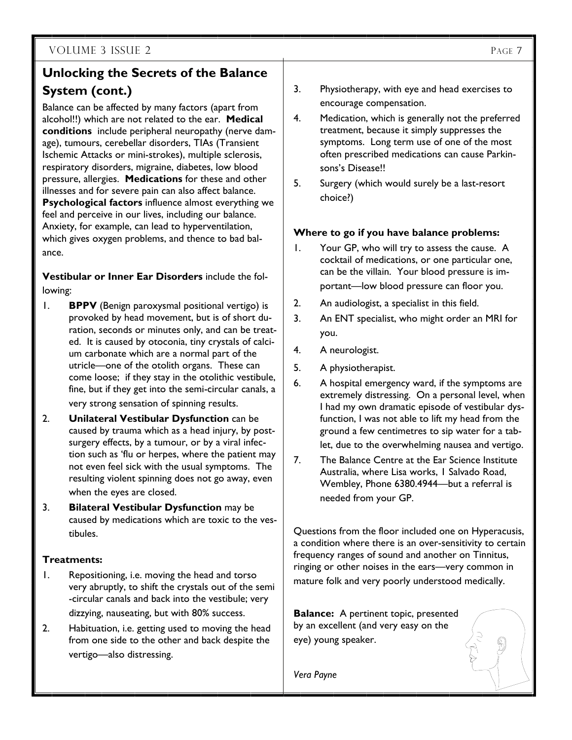## Unlocking the Secrets of the Balance System (cont.)

Balance can be affected by many factors (apart from alcohol!!) which are not related to the ear. **Medical conditions** include peripheral neuropathy (nerve damage), tumours, cerebellar disorders, TIAs (Transient Ischemic Attacks or mini-strokes), multiple sclerosis, respiratory disorders, migraine, diabetes, low blood pressure, allergies. **Medications** for these and other illnesses and for severe pain can also affect balance. **Psychological factors** influence almost everything we feel and perceive in our lives, including our balance. Anxiety, for example, can lead to hyperventilation, which gives oxygen problems, and thence to bad balance.

**Vestibular or Inner Ear Disorders** include the following:

1. **BPPV** (Benign paroxysmal positional vertigo) is provoked by head movement, but is of short duration, seconds or minutes only, and can be treated. It is caused by otoconia, tiny crystals of calcium carbonate which are a normal part of the utricle—one of the otolith organs. These can come loose; if they stay in the otolithic vestibule, fine, but if they get into the semi-circular canals, a very strong sensation of spinning results.
2. **Unilateral Vestibular Dysfunction** can be caused by trauma which as a head injury, by post-surgery effects, by a tumour, or by a viral infection such as 'flu or herpes, where the patient may not even feel sick with the usual symptoms. The resulting violent spinning does not go away, even when the eyes are closed.
3. **Bilateral Vestibular Dysfunction** may be caused by medications which are toxic to the vestibules.

**Treatments:**

1. Repositioning, i.e. moving the head and torso very abruptly, to shift the crystals out of the semi-circular canals and back into the vestibule; very dizzying, nauseating, but with 80% success.
2. Habituation, i.e. getting used to moving the head from one side to the other and back despite the vertigo—also distressing.
3. Physiotherapy, with eye and head exercises to encourage compensation.
4. Medication, which is generally not the preferred treatment, because it simply suppresses the symptoms. Long term use of one of the most often prescribed medications can cause Parkinsons's Disease!!
5. Surgery (which would surely be a last-resort choice?)

**Where to go if you have balance problems:**

1. Your GP, who will try to assess the cause. A cocktail of medications, or one particular one, can be the villain. Your blood pressure is important—low blood pressure can floor you.
2. An audiologist, a specialist in this field.
3. An ENT specialist, who might order an MRI for you.
4. A neurologist.
5. A physiotherapist.
6. A hospital emergency ward, if the symptoms are extremely distressing. On a personal level, when I had my own dramatic episode of vestibular dysfunction, I was not able to lift my head from the ground a few centimetres to sip water for a tablet, due to the overwhelming nausea and vertigo.
7. The Balance Centre at the Ear Science Institute Australia, where Lisa works, 1 Salvado Road, Wembley, Phone 6380.4944—but a referral is needed from your GP.

Questions from the floor included one on Hyperacusis, a condition where there is an over-sensitivity to certain frequency ranges of sound and another on Tinnitus, ringing or other noises in the ears—very common in mature folk and very poorly understood medically.

**Balance:** A pertinent topic, presented by an excellent (and very easy on the eye) young speaker.

*Vera Payne*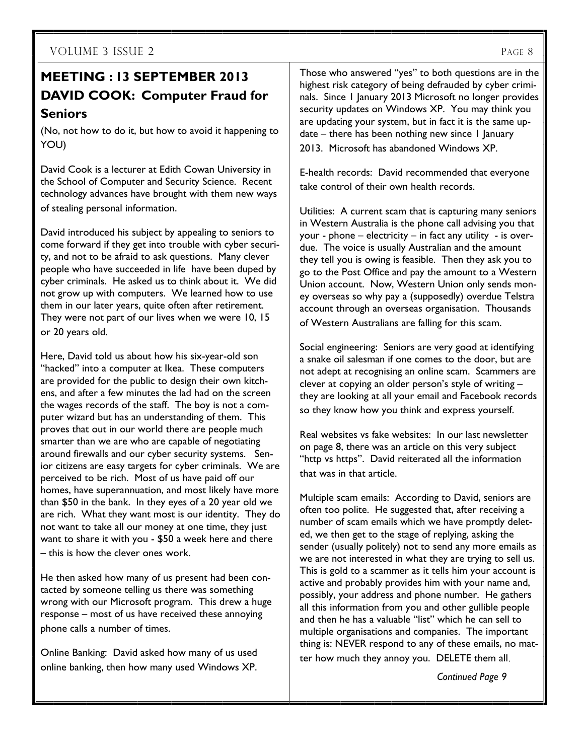## MEETING : 13 SEPTEMBER 2013
## DAVID COOK: Computer Fraud for Seniors

(No, not how to do it, but how to avoid it happening to YOU)

David Cook is a lecturer at Edith Cowan University in the School of Computer and Security Science. Recent technology advances have brought with them new ways of stealing personal information.

David introduced his subject by appealing to seniors to come forward if they get into trouble with cyber security, and not to be afraid to ask questions. Many clever people who have succeeded in life have been duped by cyber criminals. He asked us to think about it. We did not grow up with computers. We learned how to use them in our later years, quite often after retirement. They were not part of our lives when we were 10, 15 or 20 years old.

Here, David told us about how his six-year-old son "hacked" into a computer at Ikea. These computers are provided for the public to design their own kitchens, and after a few minutes the lad had on the screen the wages records of the staff. The boy is not a computer wizard but has an understanding of them. This proves that out in our world there are people much smarter than we are who are capable of negotiating around firewalls and our cyber security systems. Senior citizens are easy targets for cyber criminals. We are perceived to be rich. Most of us have paid off our homes, have superannuation, and most likely have more than $50 in the bank. In they eyes of a 20 year old we are rich. What they want most is our identity. They do not want to take all our money at one time, they just want to share it with you - $50 a week here and there – this is how the clever ones work.

He then asked how many of us present had been contacted by someone telling us there was something wrong with our Microsoft program. This drew a huge response – most of us have received these annoying phone calls a number of times.

Online Banking: David asked how many of us used online banking, then how many used Windows XP.

Those who answered "yes" to both questions are in the highest risk category of being defrauded by cyber criminals. Since 1 January 2013 Microsoft no longer provides security updates on Windows XP. You may think you are updating your system, but in fact it is the same update – there has been nothing new since 1 January 2013. Microsoft has abandoned Windows XP.

E-health records: David recommended that everyone take control of their own health records.

Utilities: A current scam that is capturing many seniors in Western Australia is the phone call advising you that your - phone – electricity – in fact any utility - is overdue. The voice is usually Australian and the amount they tell you is owing is feasible. Then they ask you to go to the Post Office and pay the amount to a Western Union account. Now, Western Union only sends money overseas so why pay a (supposedly) overdue Telstra account through an overseas organisation. Thousands of Western Australians are falling for this scam.

Social engineering: Seniors are very good at identifying a snake oil salesman if one comes to the door, but are not adept at recognising an online scam. Scammers are clever at copying an older person's style of writing – they are looking at all your email and Facebook records so they know how you think and express yourself.

Real websites vs fake websites: In our last newsletter on page 8, there was an article on this very subject "http vs https". David reiterated all the information that was in that article.

Multiple scam emails: According to David, seniors are often too polite. He suggested that, after receiving a number of scam emails which we have promptly deleted, we then get to the stage of replying, asking the sender (usually politely) not to send any more emails as we are not interested in what they are trying to sell us. This is gold to a scammer as it tells him your account is active and probably provides him with your name and, possibly, your address and phone number. He gathers all this information from you and other gullible people and then he has a valuable "list" which he can sell to multiple organisations and companies. The important thing is: NEVER respond to any of these emails, no matter how much they annoy you. DELETE them all.

*Continued Page 9*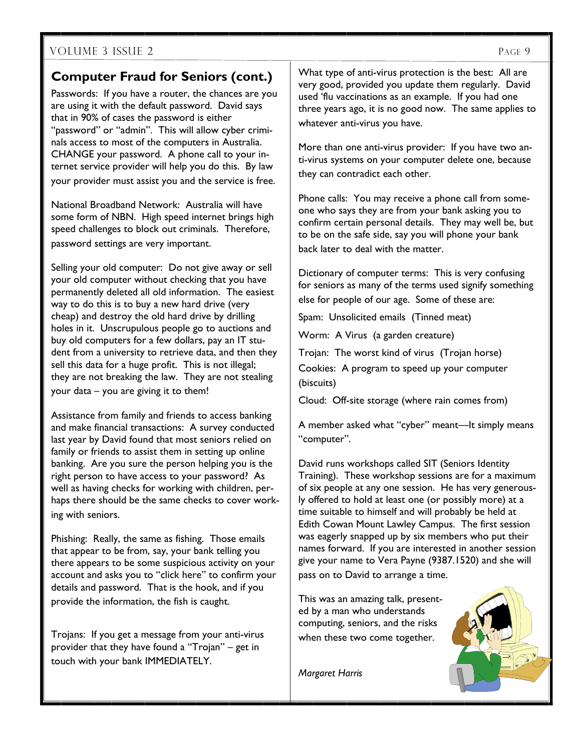## Computer Fraud for Seniors (cont.)

Passwords: If you have a router, the chances are you are using it with the default password. David says that in 90% of cases the password is either "password" or "admin". This will allow cyber criminals access to most of the computers in Australia. CHANGE your password. A phone call to your internet service provider will help you do this. By law your provider must assist you and the service is free.

National Broadband Network: Australia will have some form of NBN. High speed internet brings high speed challenges to block out criminals. Therefore, password settings are very important.

Selling your old computer: Do not give away or sell your old computer without checking that you have permanently deleted all old information. The easiest way to do this is to buy a new hard drive (very cheap) and destroy the old hard drive by drilling holes in it. Unscrupulous people go to auctions and buy old computers for a few dollars, pay an IT student from a university to retrieve data, and then they sell this data for a huge profit. This is not illegal; they are not breaking the law. They are not stealing your data – you are giving it to them!

Assistance from family and friends to access banking and make financial transactions: A survey conducted last year by David found that most seniors relied on family or friends to assist them in setting up online banking. Are you sure the person helping you is the right person to have access to your password? As well as having checks for working with children, perhaps there should be the same checks to cover working with seniors.

Phishing: Really, the same as fishing. Those emails that appear to be from, say, your bank telling you there appears to be some suspicious activity on your account and asks you to "click here" to confirm your details and password. That is the hook, and if you provide the information, the fish is caught.

Trojans: If you get a message from your anti-virus provider that they have found a "Trojan" – get in touch with your bank IMMEDIATELY.

What type of anti-virus protection is the best: All are very good, provided you update them regularly. David used 'flu vaccinations as an example. If you had one three years ago, it is no good now. The same applies to whatever anti-virus you have.

More than one anti-virus provider: If you have two anti-virus systems on your computer delete one, because they can contradict each other.

Phone calls: You may receive a phone call from someone who says they are from your bank asking you to confirm certain personal details. They may well be, but to be on the safe side, say you will phone your bank back later to deal with the matter.

Dictionary of computer terms: This is very confusing for seniors as many of the terms used signify something else for people of our age. Some of these are:

Spam: Unsolicited emails (Tinned meat)

Worm: A Virus (a garden creature)

Trojan: The worst kind of virus (Trojan horse)

Cookies: A program to speed up your computer (biscuits)

Cloud: Off-site storage (where rain comes from)

A member asked what "cyber" meant—It simply means "computer".

David runs workshops called SIT (Seniors Identity Training). These workshop sessions are for a maximum of six people at any one session. He has very generously offered to hold at least one (or possibly more) at a time suitable to himself and will probably be held at Edith Cowan Mount Lawley Campus. The first session was eagerly snapped up by six members who put their names forward. If you are interested in another session give your name to Vera Payne (9387.1520) and she will pass on to David to arrange a time.

This was an amazing talk, presented by a man who understands computing, seniors, and the risks when these two come together.

*Margaret Harris*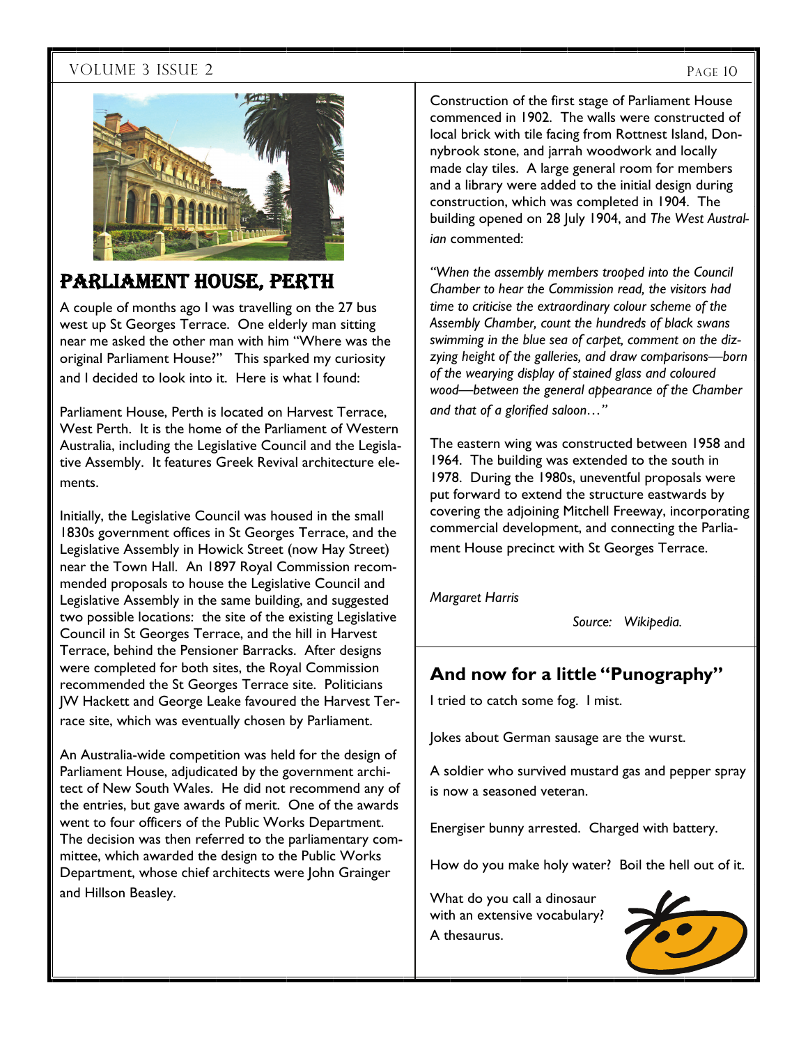## PARLIAMENT HOUSE, PERTH

A couple of months ago I was travelling on the 27 bus west up St Georges Terrace. One elderly man sitting near me asked the other man with him "Where was the original Parliament House?" This sparked my curiosity and I decided to look into it. Here is what I found:

Parliament House, Perth is located on Harvest Terrace, West Perth. It is the home of the Parliament of Western Australia, including the Legislative Council and the Legislative Assembly. It features Greek Revival architecture elements.

Initially, the Legislative Council was housed in the small 1830s government offices in St Georges Terrace, and the Legislative Assembly in Howick Street (now Hay Street) near the Town Hall. An 1897 Royal Commission recommended proposals to house the Legislative Council and Legislative Assembly in the same building, and suggested two possible locations: the site of the existing Legislative Council in St Georges Terrace, and the hill in Harvest Terrace, behind the Pensioner Barracks. After designs were completed for both sites, the Royal Commission recommended the St Georges Terrace site. Politicians JW Hackett and George Leake favoured the Harvest Terrace site, which was eventually chosen by Parliament.

An Australia-wide competition was held for the design of Parliament House, adjudicated by the government architect of New South Wales. He did not recommend any of the entries, but gave awards of merit. One of the awards went to four officers of the Public Works Department. The decision was then referred to the parliamentary committee, which awarded the design to the Public Works Department, whose chief architects were John Grainger and Hillson Beasley.

Construction of the first stage of Parliament House commenced in 1902. The walls were constructed of local brick with tile facing from Rottnest Island, Donnybrook stone, and jarrah woodwork and locally made clay tiles. A large general room for members and a library were added to the initial design during construction, which was completed in 1904. The building opened on 28 July 1904, and *The West Australian* commented:

*"When the assembly members trooped into the Council Chamber to hear the Commission read, the visitors had time to criticise the extraordinary colour scheme of the Assembly Chamber, count the hundreds of black swans swimming in the blue sea of carpet, comment on the dizzying height of the galleries, and draw comparisons—born of the wearying display of stained glass and coloured wood—between the general appearance of the Chamber and that of a glorified saloon…"*

The eastern wing was constructed between 1958 and 1964. The building was extended to the south in 1978. During the 1980s, uneventful proposals were put forward to extend the structure eastwards by covering the adjoining Mitchell Freeway, incorporating commercial development, and connecting the Parliament House precinct with St Georges Terrace.

*Margaret Harris*

*Source: Wikipedia.*

### And now for a little "Punography"

I tried to catch some fog. I mist.

Jokes about German sausage are the wurst.

A soldier who survived mustard gas and pepper spray is now a seasoned veteran.

Energiser bunny arrested. Charged with battery.

How do you make holy water? Boil the hell out of it.

What do you call a dinosaur with an extensive vocabulary? A thesaurus.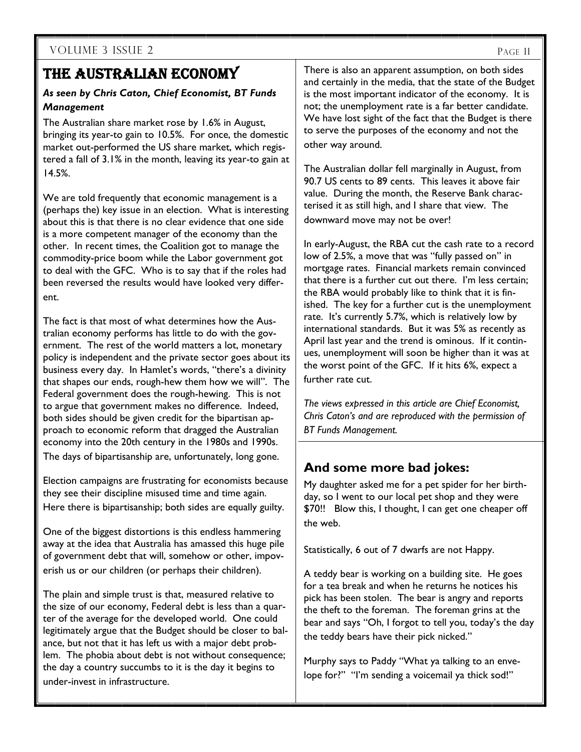# The Australian Economy

***As seen by Chris Caton, Chief Economist, BT Funds Management***

The Australian share market rose by 1.6% in August, bringing its year-to gain to 10.5%. For once, the domestic market out-performed the US share market, which registered a fall of 3.1% in the month, leaving its year-to gain at 14.5%.

We are told frequently that economic management is a (perhaps the) key issue in an election. What is interesting about this is that there is no clear evidence that one side is a more competent manager of the economy than the other. In recent times, the Coalition got to manage the commodity-price boom while the Labor government got to deal with the GFC. Who is to say that if the roles had been reversed the results would have looked very different.

The fact is that most of what determines how the Australian economy performs has little to do with the government. The rest of the world matters a lot, monetary policy is independent and the private sector goes about its business every day. In Hamlet's words, "there's a divinity that shapes our ends, rough-hew them how we will". The Federal government does the rough-hewing. This is not to argue that government makes no difference. Indeed, both sides should be given credit for the bipartisan approach to economic reform that dragged the Australian economy into the 20th century in the 1980s and 1990s. The days of bipartisanship are, unfortunately, long gone.

Election campaigns are frustrating for economists because they see their discipline misused time and time again. Here there is bipartisanship; both sides are equally guilty.

One of the biggest distortions is this endless hammering away at the idea that Australia has amassed this huge pile of government debt that will, somehow or other, impoverish us or our children (or perhaps their children).

The plain and simple trust is that, measured relative to the size of our economy, Federal debt is less than a quarter of the average for the developed world. One could legitimately argue that the Budget should be closer to balance, but not that it has left us with a major debt problem. The phobia about debt is not without consequence; the day a country succumbs to it is the day it begins to under-invest in infrastructure.

There is also an apparent assumption, on both sides and certainly in the media, that the state of the Budget is the most important indicator of the economy. It is not; the unemployment rate is a far better candidate. We have lost sight of the fact that the Budget is there to serve the purposes of the economy and not the other way around.

The Australian dollar fell marginally in August, from 90.7 US cents to 89 cents. This leaves it above fair value. During the month, the Reserve Bank characterised it as still high, and I share that view. The downward move may not be over!

In early-August, the RBA cut the cash rate to a record low of 2.5%, a move that was "fully passed on" in mortgage rates. Financial markets remain convinced that there is a further cut out there. I'm less certain; the RBA would probably like to think that it is finished. The key for a further cut is the unemployment rate. It's currently 5.7%, which is relatively low by international standards. But it was 5% as recently as April last year and the trend is ominous. If it continues, unemployment will soon be higher than it was at the worst point of the GFC. If it hits 6%, expect a further rate cut.

*The views expressed in this article are Chief Economist, Chris Caton's and are reproduced with the permission of BT Funds Management.*

## And some more bad jokes:

My daughter asked me for a pet spider for her birthday, so I went to our local pet shop and they were $70!! Blow this, I thought, I can get one cheaper off the web.

Statistically, 6 out of 7 dwarfs are not Happy.

A teddy bear is working on a building site. He goes for a tea break and when he returns he notices his pick has been stolen. The bear is angry and reports the theft to the foreman. The foreman grins at the bear and says "Oh, I forgot to tell you, today's the day the teddy bears have their pick nicked."

Murphy says to Paddy "What ya talking to an envelope for?" "I'm sending a voicemail ya thick sod!"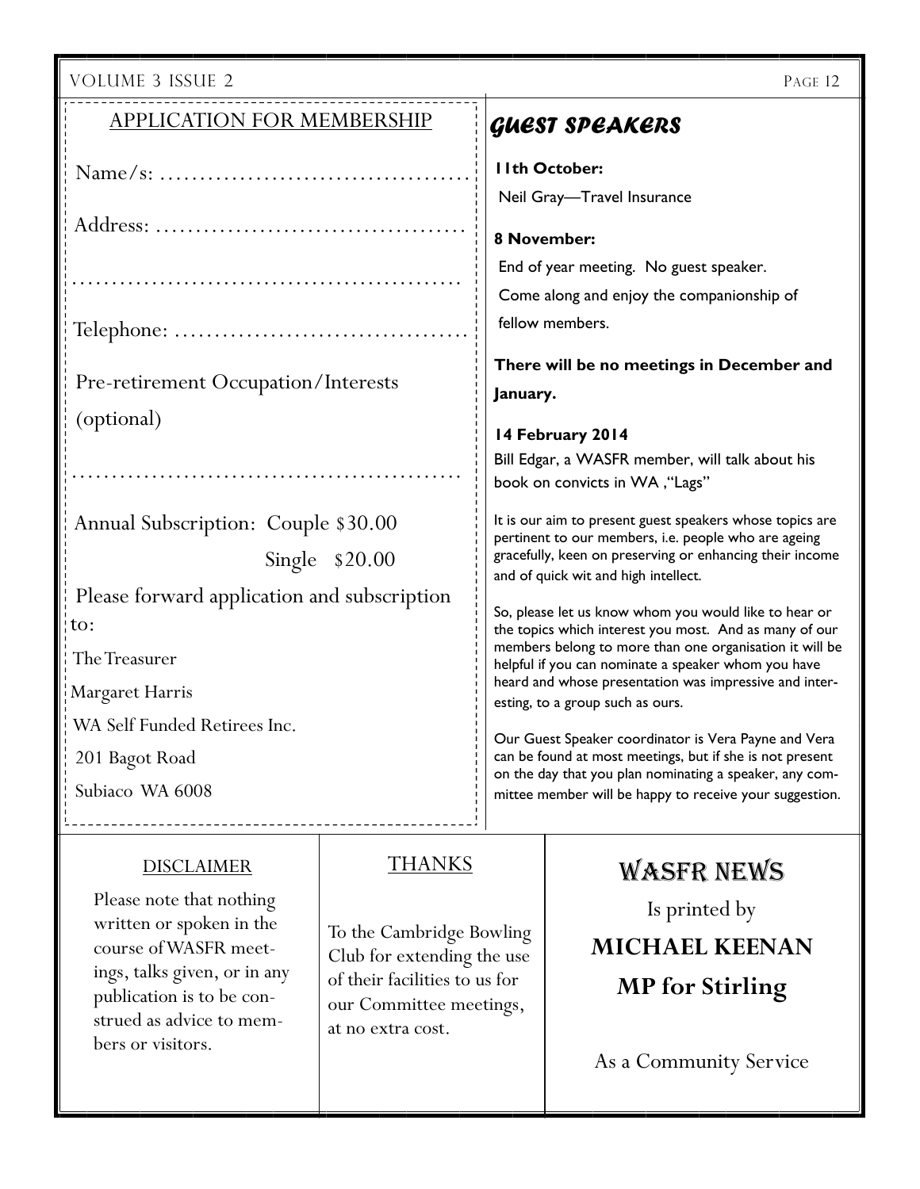## APPLICATION FOR MEMBERSHIP

Name/s: ......................................

Address: ......................................

................................................

Telephone: ....................................

Pre-retirement Occupation/Interests (optional)

................................................

Annual Subscription: Couple $30.00

Single $20.00

Please forward application and subscription to:

The Treasurer
Margaret Harris
WA Self Funded Retirees Inc.
201 Bagot Road
Subiaco WA 6008

## *GUEST SPEAKERS*

**11th October:**

Neil Gray—Travel Insurance

**8 November:**

End of year meeting. No guest speaker. Come along and enjoy the companionship of fellow members.

**There will be no meetings in December and January.**

**14 February 2014**

Bill Edgar, a WASFR member, will talk about his book on convicts in WA ,"Lags"

It is our aim to present guest speakers whose topics are pertinent to our members, i.e. people who are ageing gracefully, keen on preserving or enhancing their income and of quick wit and high intellect.

So, please let us know whom you would like to hear or the topics which interest you most. And as many of our members belong to more than one organisation it will be helpful if you can nominate a speaker whom you have heard and whose presentation was impressive and interesting, to a group such as ours.

Our Guest Speaker coordinator is Vera Payne and Vera can be found at most meetings, but if she is not present on the day that you plan nominating a speaker, any committee member will be happy to receive your suggestion.

### DISCLAIMER

Please note that nothing written or spoken in the course of WASFR meetings, talks given, or in any publication is to be construed as advice to members or visitors.

### THANKS

To the Cambridge Bowling Club for extending the use of their facilities to us for our Committee meetings, at no extra cost.

### WASFR NEWS

Is printed by

**MICHAEL KEENAN**

**MP for Stirling**

As a Community Service